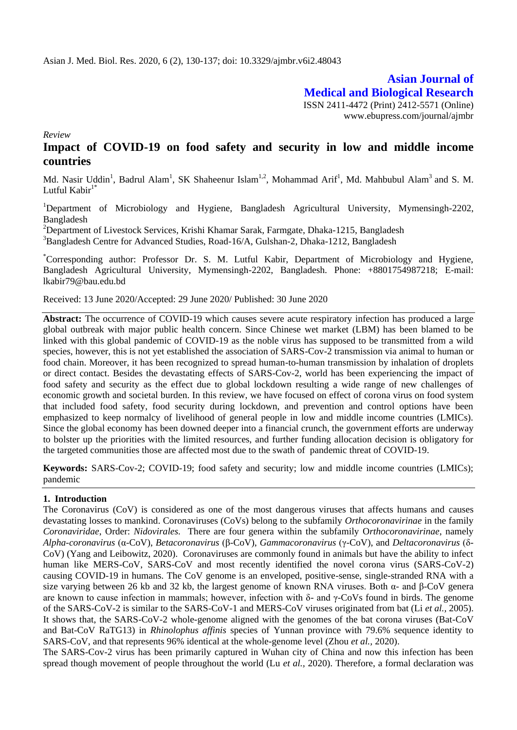*Review*

# Impact of COVID-19 on food safety and security in low and middle income countries

Md. Nasir Uddin[1], Badrul Alam[1], SK Shaheenur Islam[1,2], Mohammad Arif[1], Md. Mahbubul Alam[3] and S. M. Lutful Kabir[1*]

[1]Department of Microbiology and Hygiene, Bangladesh Agricultural University, Mymensingh-2202, Bangladesh

[2]Department of Livestock Services, Krishi Khamar Sarak, Farmgate, Dhaka-1215, Bangladesh

[3]Bangladesh Centre for Advanced Studies, Road-16/A, Gulshan-2, Dhaka-1212, Bangladesh

[*]Corresponding author: Professor Dr. S. M. Lutful Kabir, Department of Microbiology and Hygiene, Bangladesh Agricultural University, Mymensingh-2202, Bangladesh. Phone: +8801754987218; E-mail: lkabir79@bau.edu.bd

Received: 13 June 2020/Accepted: 29 June 2020/ Published: 30 June 2020

**Abstract:** The occurrence of COVID-19 which causes severe acute respiratory infection has produced a large global outbreak with major public health concern. Since Chinese wet market (LBM) has been blamed to be linked with this global pandemic of COVID-19 as the noble virus has supposed to be transmitted from a wild species, however, this is not yet established the association of SARS-Cov-2 transmission via animal to human or food chain. Moreover, it has been recognized to spread human-to-human transmission by inhalation of droplets or direct contact. Besides the devastating effects of SARS-Cov-2, world has been experiencing the impact of food safety and security as the effect due to global lockdown resulting a wide range of new challenges of economic growth and societal burden. In this review, we have focused on effect of corona virus on food system that included food safety, food security during lockdown, and prevention and control options have been emphasized to keep normalcy of livelihood of general people in low and middle income countries (LMICs). Since the global economy has been downed deeper into a financial crunch, the government efforts are underway to bolster up the priorities with the limited resources, and further funding allocation decision is obligatory for the targeted communities those are affected most due to the swath of pandemic threat of COVID-19.

**Keywords:** SARS-Cov-2; COVID-19; food safety and security; low and middle income countries (LMICs); pandemic

## 1. Introduction

The Coronavirus (CoV) is considered as one of the most dangerous viruses that affects humans and causes devastating losses to mankind. Coronaviruses (CoVs) belong to the subfamily *Orthocoronavirinae* in the family *Coronaviridae*, Order: *Nidovirales.* There are four genera within the subfamily O*rthocoronavirinae*, namely *Alpha-coronavirus* (α-CoV), *Betacoronavirus* (β-CoV), *Gammacoronavirus* (γ-CoV), and *Deltacoronavirus* (δ-CoV) (Yang and Leibowitz, 2020). Coronaviruses are commonly found in animals but have the ability to infect human like MERS-CoV, SARS-CoV and most recently identified the novel corona virus (SARS-CoV-2) causing COVID-19 in humans. The CoV genome is an enveloped, positive-sense, single-stranded RNA with a size varying between 26 kb and 32 kb, the largest genome of known RNA viruses. Both α- and β-CoV genera are known to cause infection in mammals; however, infection with δ- and γ-CoVs found in birds. The genome of the SARS-CoV-2 is similar to the SARS-CoV-1 and MERS-CoV viruses originated from bat (Li *et al.,* 2005). It shows that, the SARS-CoV-2 whole-genome aligned with the genomes of the bat corona viruses (Bat-CoV and Bat-CoV RaTG13) in *Rhinolophus affinis* species of Yunnan province with 79.6% sequence identity to SARS-CoV, and that represents 96% identical at the whole-genome level (Zhou *et al.,* 2020).

The SARS-Cov-2 virus has been primarily captured in Wuhan city of China and now this infection has been spread though movement of people throughout the world (Lu *et al.*, 2020). Therefore, a formal declaration was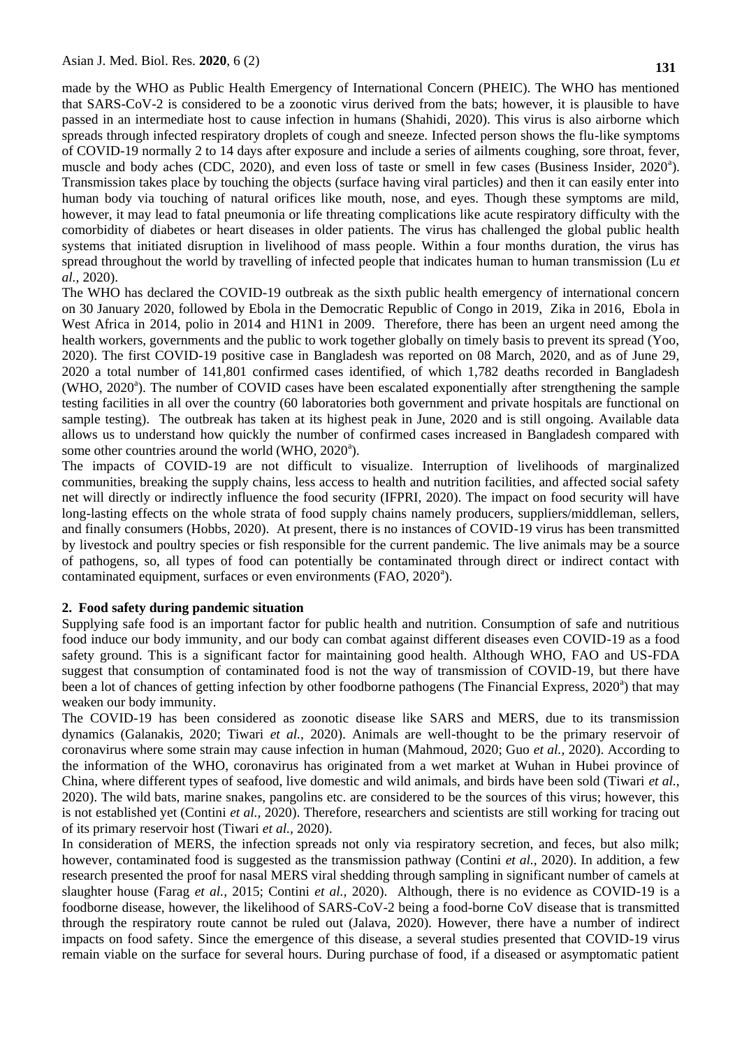made by the WHO as Public Health Emergency of International Concern (PHEIC). The WHO has mentioned that SARS-CoV-2 is considered to be a zoonotic virus derived from the bats; however, it is plausible to have passed in an intermediate host to cause infection in humans (Shahidi, 2020). This virus is also airborne which spreads through infected respiratory droplets of cough and sneeze. Infected person shows the flu-like symptoms of COVID-19 normally 2 to 14 days after exposure and include a series of ailments coughing, sore throat, fever, muscle and body aches (CDC, 2020), and even loss of taste or smell in few cases (Business Insider, 2020[a]). Transmission takes place by touching the objects (surface having viral particles) and then it can easily enter into human body via touching of natural orifices like mouth, nose, and eyes. Though these symptoms are mild, however, it may lead to fatal pneumonia or life threating complications like acute respiratory difficulty with the comorbidity of diabetes or heart diseases in older patients. The virus has challenged the global public health systems that initiated disruption in livelihood of mass people. Within a four months duration, the virus has spread throughout the world by travelling of infected people that indicates human to human transmission (Lu *et al.,* 2020).

The WHO has declared the COVID-19 outbreak as the sixth public health emergency of international concern on 30 January 2020, followed by Ebola in the Democratic Republic of Congo in 2019, Zika in 2016, Ebola in West Africa in 2014, polio in 2014 and H1N1 in 2009. Therefore, there has been an urgent need among the health workers, governments and the public to work together globally on timely basis to prevent its spread (Yoo, 2020). The first COVID-19 positive case in Bangladesh was reported on 08 March, 2020, and as of June 29, 2020 a total number of 141,801 confirmed cases identified, of which 1,782 deaths recorded in Bangladesh (WHO, 2020[a]). The number of COVID cases have been escalated exponentially after strengthening the sample testing facilities in all over the country (60 laboratories both government and private hospitals are functional on sample testing). The outbreak has taken at its highest peak in June, 2020 and is still ongoing. Available data allows us to understand how quickly the number of confirmed cases increased in Bangladesh compared with some other countries around the world (WHO, 2020[a]).

The impacts of COVID-19 are not difficult to visualize. Interruption of livelihoods of marginalized communities, breaking the supply chains, less access to health and nutrition facilities, and affected social safety net will directly or indirectly influence the food security (IFPRI, 2020). The impact on food security will have long-lasting effects on the whole strata of food supply chains namely producers, suppliers/middleman, sellers, and finally consumers (Hobbs, 2020). At present, there is no instances of COVID-19 virus has been transmitted by livestock and poultry species or fish responsible for the current pandemic. The live animals may be a source of pathogens, so, all types of food can potentially be contaminated through direct or indirect contact with contaminated equipment, surfaces or even environments (FAO, 2020[a]).

## 2. Food safety during pandemic situation

Supplying safe food is an important factor for public health and nutrition. Consumption of safe and nutritious food induce our body immunity, and our body can combat against different diseases even COVID-19 as a food safety ground. This is a significant factor for maintaining good health. Although WHO, FAO and US-FDA suggest that consumption of contaminated food is not the way of transmission of COVID-19, but there have been a lot of chances of getting infection by other foodborne pathogens (The Financial Express, 2020[a]) that may weaken our body immunity.

The COVID-19 has been considered as zoonotic disease like SARS and MERS, due to its transmission dynamics (Galanakis, 2020; Tiwari *et al.,* 2020). Animals are well-thought to be the primary reservoir of coronavirus where some strain may cause infection in human (Mahmoud, 2020; Guo *et al.,* 2020). According to the information of the WHO, coronavirus has originated from a wet market at Wuhan in Hubei province of China, where different types of seafood, live domestic and wild animals, and birds have been sold (Tiwari *et al.,* 2020). The wild bats, marine snakes, pangolins etc. are considered to be the sources of this virus; however, this is not established yet (Contini *et al.,* 2020). Therefore, researchers and scientists are still working for tracing out of its primary reservoir host (Tiwari *et al.,* 2020).

In consideration of MERS, the infection spreads not only via respiratory secretion, and feces, but also milk; however, contaminated food is suggested as the transmission pathway (Contini *et al.,* 2020). In addition, a few research presented the proof for nasal MERS viral shedding through sampling in significant number of camels at slaughter house (Farag *et al.,* 2015; Contini *et al.,* 2020). Although, there is no evidence as COVID-19 is a foodborne disease, however, the likelihood of SARS-CoV-2 being a food-borne CoV disease that is transmitted through the respiratory route cannot be ruled out (Jalava, 2020). However, there have a number of indirect impacts on food safety. Since the emergence of this disease, a several studies presented that COVID-19 virus remain viable on the surface for several hours. During purchase of food, if a diseased or asymptomatic patient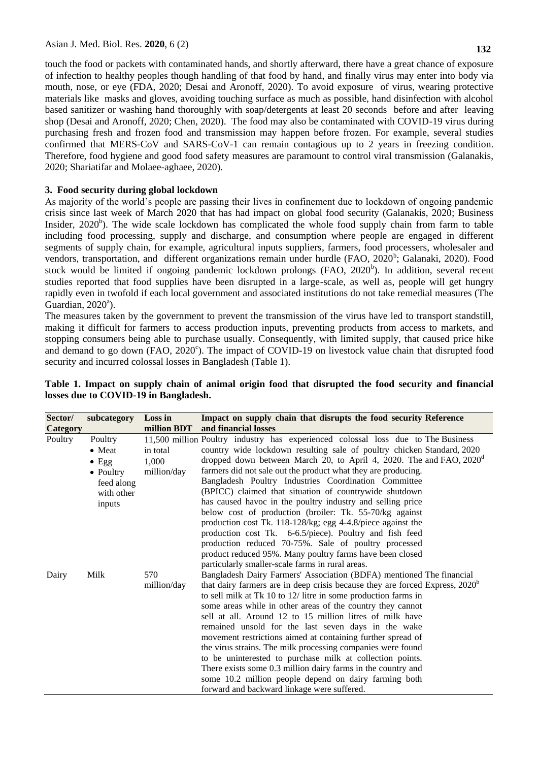touch the food or packets with contaminated hands, and shortly afterward, there have a great chance of exposure of infection to healthy peoples though handling of that food by hand, and finally virus may enter into body via mouth, nose, or eye (FDA, 2020; Desai and Aronoff, 2020). To avoid exposure of virus, wearing protective materials like masks and gloves, avoiding touching surface as much as possible, hand disinfection with alcohol based sanitizer or washing hand thoroughly with soap/detergents at least 20 seconds before and after leaving shop (Desai and Aronoff, 2020; Chen, 2020). The food may also be contaminated with COVID-19 virus during purchasing fresh and frozen food and transmission may happen before frozen. For example, several studies confirmed that MERS-CoV and SARS-CoV-1 can remain contagious up to 2 years in freezing condition. Therefore, food hygiene and good food safety measures are paramount to control viral transmission (Galanakis, 2020; Shariatifar and Molaee-aghaee, 2020).

## 3. Food security during global lockdown

As majority of the world's people are passing their lives in confinement due to lockdown of ongoing pandemic crisis since last week of March 2020 that has had impact on global food security (Galanakis, 2020; Business Insider, 2020[b]). The wide scale lockdown has complicated the whole food supply chain from farm to table including food processing, supply and discharge, and consumption where people are engaged in different segments of supply chain, for example, agricultural inputs suppliers, farmers, food processers, wholesaler and vendors, transportation, and different organizations remain under hurdle (FAO, 2020[b]; Galanaki, 2020). Food stock would be limited if ongoing pandemic lockdown prolongs (FAO, 2020[b]). In addition, several recent studies reported that food supplies have been disrupted in a large-scale, as well as, people will get hungry rapidly even in twofold if each local government and associated institutions do not take remedial measures (The Guardian, 2020[a]).

The measures taken by the government to prevent the transmission of the virus have led to transport standstill, making it difficult for farmers to access production inputs, preventing products from access to markets, and stopping consumers being able to purchase usually. Consequently, with limited supply, that caused price hike and demand to go down (FAO, 2020[c]). The impact of COVID-19 on livestock value chain that disrupted food security and incurred colossal losses in Bangladesh (Table 1).

**Table 1. Impact on supply chain of animal origin food that disrupted the food security and financial losses due to COVID-19 in Bangladesh.**

| Sector/ Category | subcategory | Loss in million BDT | Impact on supply chain that disrupts the food security and financial losses | Reference |
|---|---|---|---|---|
| Poultry | Poultry<br>• Meat<br>• Egg<br>• Poultry feed along with other inputs | 11,500 million in total<br>1,000 million/day | Poultry industry has experienced colossal loss due to country wide lockdown resulting sale of poultry chicken dropped down between March 20, to April 4, 2020. The farmers did not sale out the product what they are producing. Bangladesh Poultry Industries Coordination Committee (BPICC) claimed that situation of countrywide shutdown has caused havoc in the poultry industry and selling price below cost of production (broiler: Tk. 55-70/kg against production cost Tk. 118-128/kg; egg 4-4.8/piece against the production cost Tk. 6-6.5/piece). Poultry and fish feed production reduced 70-75%. Sale of poultry processed product reduced 95%. Many poultry farms have been closed particularly smaller-scale farms in rural areas. | The Business Standard, 2020 and FAO, 2020[d] |
| Dairy | Milk | 570 million/day | Bangladesh Dairy Farmers' Association (BDFA) mentioned that dairy farmers are in deep crisis because they are forced to sell milk at Tk 10 to 12/ litre in some production farms in some areas while in other areas of the country they cannot sell at all. Around 12 to 15 million litres of milk have remained unsold for the last seven days in the wake movement restrictions aimed at containing further spread of the virus strains. The milk processing companies were found to be uninterested to purchase milk at collection points. There exists some 0.3 million dairy farms in the country and some 10.2 million people depend on dairy farming both forward and backward linkage were suffered. | The financial Express, 2020[b] |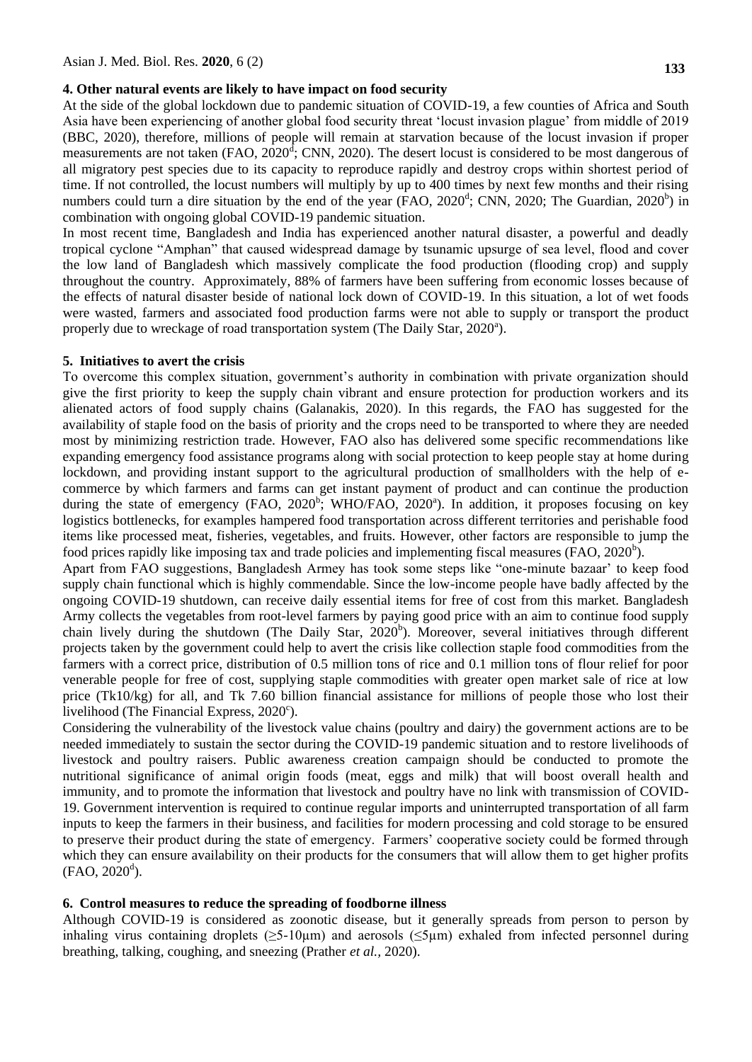## 4. Other natural events are likely to have impact on food security

At the side of the global lockdown due to pandemic situation of COVID-19, a few counties of Africa and South Asia have been experiencing of another global food security threat 'locust invasion plague' from middle of 2019 (BBC, 2020), therefore, millions of people will remain at starvation because of the locust invasion if proper measurements are not taken (FAO, 2020[d]; CNN, 2020). The desert locust is considered to be most dangerous of all migratory pest species due to its capacity to reproduce rapidly and destroy crops within shortest period of time. If not controlled, the locust numbers will multiply by up to 400 times by next few months and their rising numbers could turn a dire situation by the end of the year (FAO, 2020[d]; CNN, 2020; The Guardian, 2020[b]) in combination with ongoing global COVID-19 pandemic situation.

In most recent time, Bangladesh and India has experienced another natural disaster, a powerful and deadly tropical cyclone "Amphan" that caused widespread damage by tsunamic upsurge of sea level, flood and cover the low land of Bangladesh which massively complicate the food production (flooding crop) and supply throughout the country. Approximately, 88% of farmers have been suffering from economic losses because of the effects of natural disaster beside of national lock down of COVID-19. In this situation, a lot of wet foods were wasted, farmers and associated food production farms were not able to supply or transport the product properly due to wreckage of road transportation system (The Daily Star, 2020[a]).

## 5. Initiatives to avert the crisis

To overcome this complex situation, government's authority in combination with private organization should give the first priority to keep the supply chain vibrant and ensure protection for production workers and its alienated actors of food supply chains (Galanakis, 2020). In this regards, the FAO has suggested for the availability of staple food on the basis of priority and the crops need to be transported to where they are needed most by minimizing restriction trade. However, FAO also has delivered some specific recommendations like expanding emergency food assistance programs along with social protection to keep people stay at home during lockdown, and providing instant support to the agricultural production of smallholders with the help of e-commerce by which farmers and farms can get instant payment of product and can continue the production during the state of emergency (FAO, 2020[b]; WHO/FAO, 2020[a]). In addition, it proposes focusing on key logistics bottlenecks, for examples hampered food transportation across different territories and perishable food items like processed meat, fisheries, vegetables, and fruits. However, other factors are responsible to jump the food prices rapidly like imposing tax and trade policies and implementing fiscal measures (FAO, 2020[b]).

Apart from FAO suggestions, Bangladesh Armey has took some steps like "one-minute bazaar' to keep food supply chain functional which is highly commendable. Since the low-income people have badly affected by the ongoing COVID-19 shutdown, can receive daily essential items for free of cost from this market. Bangladesh Army collects the vegetables from root-level farmers by paying good price with an aim to continue food supply chain lively during the shutdown (The Daily Star, 2020[b]). Moreover, several initiatives through different projects taken by the government could help to avert the crisis like collection staple food commodities from the farmers with a correct price, distribution of 0.5 million tons of rice and 0.1 million tons of flour relief for poor venerable people for free of cost, supplying staple commodities with greater open market sale of rice at low price (Tk10/kg) for all, and Tk 7.60 billion financial assistance for millions of people those who lost their livelihood (The Financial Express, 2020[c]).

Considering the vulnerability of the livestock value chains (poultry and dairy) the government actions are to be needed immediately to sustain the sector during the COVID-19 pandemic situation and to restore livelihoods of livestock and poultry raisers. Public awareness creation campaign should be conducted to promote the nutritional significance of animal origin foods (meat, eggs and milk) that will boost overall health and immunity, and to promote the information that livestock and poultry have no link with transmission of COVID-19. Government intervention is required to continue regular imports and uninterrupted transportation of all farm inputs to keep the farmers in their business, and facilities for modern processing and cold storage to be ensured to preserve their product during the state of emergency. Farmers' cooperative society could be formed through which they can ensure availability on their products for the consumers that will allow them to get higher profits (FAO, 2020[d]).

## 6. Control measures to reduce the spreading of foodborne illness

Although COVID-19 is considered as zoonotic disease, but it generally spreads from person to person by inhaling virus containing droplets (≥5-10µm) and aerosols (≤5µm) exhaled from infected personnel during breathing, talking, coughing, and sneezing (Prather *et al.*, 2020).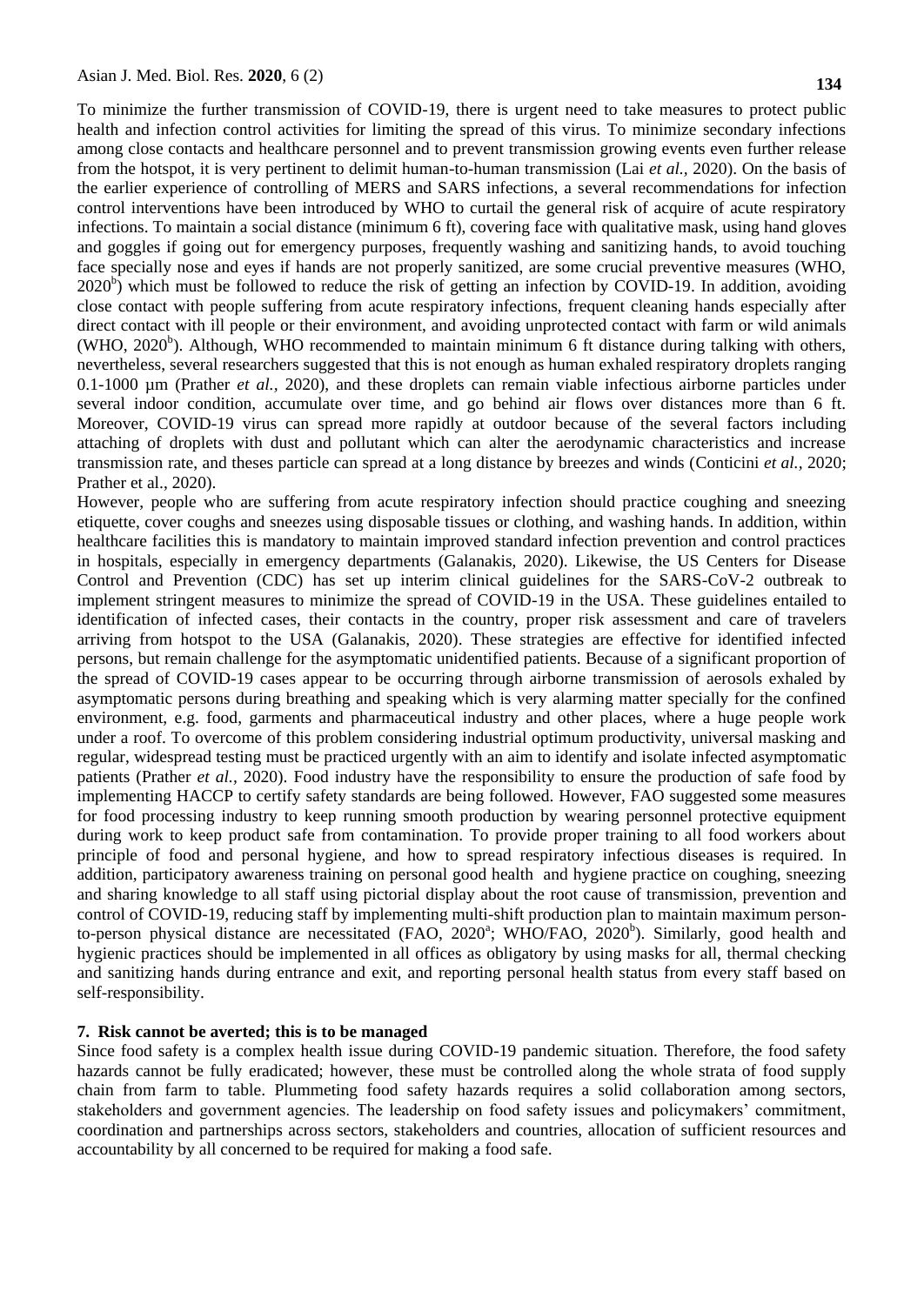To minimize the further transmission of COVID-19, there is urgent need to take measures to protect public health and infection control activities for limiting the spread of this virus. To minimize secondary infections among close contacts and healthcare personnel and to prevent transmission growing events even further release from the hotspot, it is very pertinent to delimit human-to-human transmission (Lai *et al.,* 2020). On the basis of the earlier experience of controlling of MERS and SARS infections, a several recommendations for infection control interventions have been introduced by WHO to curtail the general risk of acquire of acute respiratory infections. To maintain a social distance (minimum 6 ft), covering face with qualitative mask, using hand gloves and goggles if going out for emergency purposes, frequently washing and sanitizing hands, to avoid touching face specially nose and eyes if hands are not properly sanitized, are some crucial preventive measures (WHO, 2020[b]) which must be followed to reduce the risk of getting an infection by COVID-19. In addition, avoiding close contact with people suffering from acute respiratory infections, frequent cleaning hands especially after direct contact with ill people or their environment, and avoiding unprotected contact with farm or wild animals (WHO, 2020[b]). Although, WHO recommended to maintain minimum 6 ft distance during talking with others, nevertheless, several researchers suggested that this is not enough as human exhaled respiratory droplets ranging 0.1-1000 µm (Prather *et al.,* 2020), and these droplets can remain viable infectious airborne particles under several indoor condition, accumulate over time, and go behind air flows over distances more than 6 ft. Moreover, COVID-19 virus can spread more rapidly at outdoor because of the several factors including attaching of droplets with dust and pollutant which can alter the aerodynamic characteristics and increase transmission rate, and theses particle can spread at a long distance by breezes and winds (Conticini *et al.,* 2020; Prather et al., 2020).

However, people who are suffering from acute respiratory infection should practice coughing and sneezing etiquette, cover coughs and sneezes using disposable tissues or clothing, and washing hands. In addition, within healthcare facilities this is mandatory to maintain improved standard infection prevention and control practices in hospitals, especially in emergency departments (Galanakis, 2020). Likewise, the US Centers for Disease Control and Prevention (CDC) has set up interim clinical guidelines for the SARS-CoV-2 outbreak to implement stringent measures to minimize the spread of COVID-19 in the USA. These guidelines entailed to identification of infected cases, their contacts in the country, proper risk assessment and care of travelers arriving from hotspot to the USA (Galanakis, 2020). These strategies are effective for identified infected persons, but remain challenge for the asymptomatic unidentified patients. Because of a significant proportion of the spread of COVID-19 cases appear to be occurring through airborne transmission of aerosols exhaled by asymptomatic persons during breathing and speaking which is very alarming matter specially for the confined environment, e.g. food, garments and pharmaceutical industry and other places, where a huge people work under a roof. To overcome of this problem considering industrial optimum productivity, universal masking and regular, widespread testing must be practiced urgently with an aim to identify and isolate infected asymptomatic patients (Prather *et al.,* 2020). Food industry have the responsibility to ensure the production of safe food by implementing HACCP to certify safety standards are being followed. However, FAO suggested some measures for food processing industry to keep running smooth production by wearing personnel protective equipment during work to keep product safe from contamination. To provide proper training to all food workers about principle of food and personal hygiene, and how to spread respiratory infectious diseases is required. In addition, participatory awareness training on personal good health and hygiene practice on coughing, sneezing and sharing knowledge to all staff using pictorial display about the root cause of transmission, prevention and control of COVID-19, reducing staff by implementing multi-shift production plan to maintain maximum person-to-person physical distance are necessitated (FAO, 2020[a]; WHO/FAO, 2020[b]). Similarly, good health and hygienic practices should be implemented in all offices as obligatory by using masks for all, thermal checking and sanitizing hands during entrance and exit, and reporting personal health status from every staff based on self-responsibility.

## 7. Risk cannot be averted; this is to be managed

Since food safety is a complex health issue during COVID-19 pandemic situation. Therefore, the food safety hazards cannot be fully eradicated; however, these must be controlled along the whole strata of food supply chain from farm to table. Plummeting food safety hazards requires a solid collaboration among sectors, stakeholders and government agencies. The leadership on food safety issues and policymakers' commitment, coordination and partnerships across sectors, stakeholders and countries, allocation of sufficient resources and accountability by all concerned to be required for making a food safe.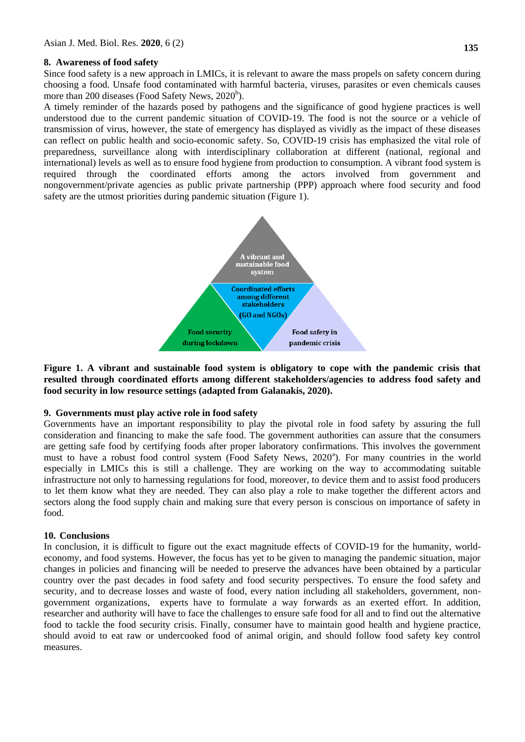## 8. Awareness of food safety

Since food safety is a new approach in LMICs, it is relevant to aware the mass propels on safety concern during choosing a food. Unsafe food contaminated with harmful bacteria, viruses, parasites or even chemicals causes more than 200 diseases (Food Safety News, 2020[b]).

A timely reminder of the hazards posed by pathogens and the significance of good hygiene practices is well understood due to the current pandemic situation of COVID-19. The food is not the source or a vehicle of transmission of virus, however, the state of emergency has displayed as vividly as the impact of these diseases can reflect on public health and socio-economic safety. So, COVID-19 crisis has emphasized the vital role of preparedness, surveillance along with interdisciplinary collaboration at different (national, regional and international) levels as well as to ensure food hygiene from production to consumption. A vibrant food system is required through the coordinated efforts among the actors involved from government and nongovernment/private agencies as public private partnership (PPP) approach where food security and food safety are the utmost priorities during pandemic situation (Figure 1).

A vibrant and sustainable food system

Coordinated efforts among different stakeholders (GO and NGOs)

Food security during lockdown

Food safety in pandemic crisis

**Figure 1. A vibrant and sustainable food system is obligatory to cope with the pandemic crisis that resulted through coordinated efforts among different stakeholders/agencies to address food safety and food security in low resource settings (adapted from Galanakis, 2020).**

## 9. Governments must play active role in food safety

Governments have an important responsibility to play the pivotal role in food safety by assuring the full consideration and financing to make the safe food. The government authorities can assure that the consumers are getting safe food by certifying foods after proper laboratory confirmations. This involves the government must to have a robust food control system (Food Safety News, 2020[a]). For many countries in the world especially in LMICs this is still a challenge. They are working on the way to accommodating suitable infrastructure not only to harnessing regulations for food, moreover, to device them and to assist food producers to let them know what they are needed. They can also play a role to make together the different actors and sectors along the food supply chain and making sure that every person is conscious on importance of safety in food.

## 10. Conclusions

In conclusion, it is difficult to figure out the exact magnitude effects of COVID-19 for the humanity, world-economy, and food systems. However, the focus has yet to be given to managing the pandemic situation, major changes in policies and financing will be needed to preserve the advances have been obtained by a particular country over the past decades in food safety and food security perspectives. To ensure the food safety and security, and to decrease losses and waste of food, every nation including all stakeholders, government, non-government organizations, experts have to formulate a way forwards as an exerted effort. In addition, researcher and authority will have to face the challenges to ensure safe food for all and to find out the alternative food to tackle the food security crisis. Finally, consumer have to maintain good health and hygiene practice, should avoid to eat raw or undercooked food of animal origin, and should follow food safety key control measures.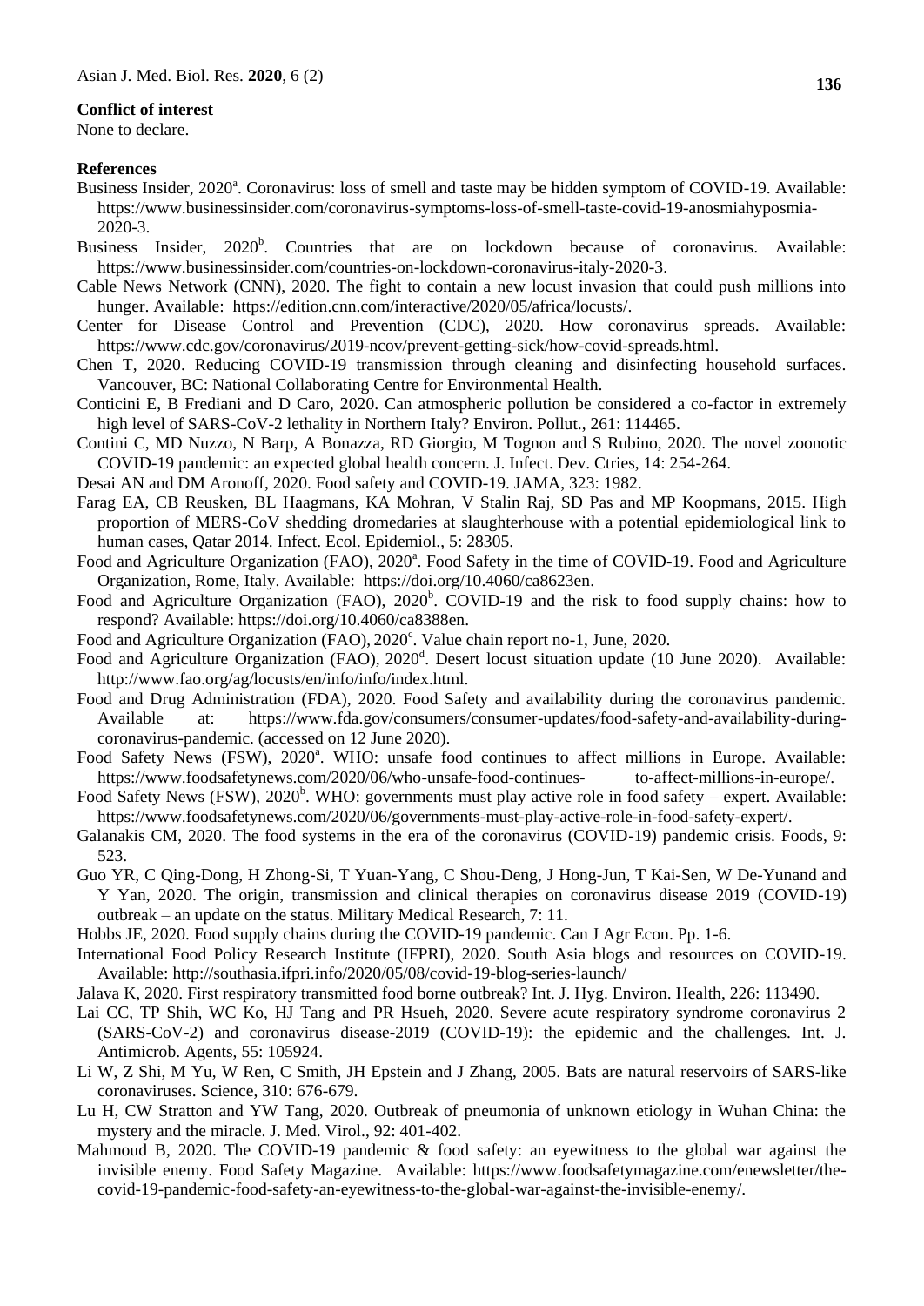### Conflict of interest

None to declare.

### References

Business Insider, 2020[a]. Coronavirus: loss of smell and taste may be hidden symptom of COVID-19. Available: https://www.businessinsider.com/coronavirus-symptoms-loss-of-smell-taste-covid-19-anosmiahyposmia-2020-3.

Business Insider, 2020[b]. Countries that are on lockdown because of coronavirus. Available: https://www.businessinsider.com/countries-on-lockdown-coronavirus-italy-2020-3.

Cable News Network (CNN), 2020. The fight to contain a new locust invasion that could push millions into hunger. Available: https://edition.cnn.com/interactive/2020/05/africa/locusts/.

Center for Disease Control and Prevention (CDC), 2020. How coronavirus spreads. Available: https://www.cdc.gov/coronavirus/2019-ncov/prevent-getting-sick/how-covid-spreads.html.

Chen T, 2020. Reducing COVID-19 transmission through cleaning and disinfecting household surfaces. Vancouver, BC: National Collaborating Centre for Environmental Health.

Conticini E, B Frediani and D Caro, 2020. Can atmospheric pollution be considered a co-factor in extremely high level of SARS-CoV-2 lethality in Northern Italy? Environ. Pollut., 261: 114465.

Contini C, MD Nuzzo, N Barp, A Bonazza, RD Giorgio, M Tognon and S Rubino, 2020. The novel zoonotic COVID-19 pandemic: an expected global health concern. J. Infect. Dev. Ctries, 14: 254-264.

Desai AN and DM Aronoff, 2020. Food safety and COVID-19. JAMA, 323: 1982.

Farag EA, CB Reusken, BL Haagmans, KA Mohran, V Stalin Raj, SD Pas and MP Koopmans, 2015. High proportion of MERS-CoV shedding dromedaries at slaughterhouse with a potential epidemiological link to human cases, Qatar 2014. Infect. Ecol. Epidemiol., 5: 28305.

Food and Agriculture Organization (FAO), 2020[a]. Food Safety in the time of COVID-19. Food and Agriculture Organization, Rome, Italy. Available: https://doi.org/10.4060/ca8623en.

Food and Agriculture Organization (FAO), 2020[b]. COVID-19 and the risk to food supply chains: how to respond? Available: https://doi.org/10.4060/ca8388en.

Food and Agriculture Organization (FAO), 2020[c]. Value chain report no-1, June, 2020.

Food and Agriculture Organization (FAO), 2020[d]. Desert locust situation update (10 June 2020). Available: http://www.fao.org/ag/locusts/en/info/info/index.html.

Food and Drug Administration (FDA), 2020. Food Safety and availability during the coronavirus pandemic. Available at: https://www.fda.gov/consumers/consumer-updates/food-safety-and-availability-during-coronavirus-pandemic. (accessed on 12 June 2020).

Food Safety News (FSW), 2020[a]. WHO: unsafe food continues to affect millions in Europe. Available: https://www.foodsafetynews.com/2020/06/who-unsafe-food-continues- to-affect-millions-in-europe/.

Food Safety News (FSW), 2020[b]. WHO: governments must play active role in food safety – expert. Available: https://www.foodsafetynews.com/2020/06/governments-must-play-active-role-in-food-safety-expert/.

Galanakis CM, 2020. The food systems in the era of the coronavirus (COVID-19) pandemic crisis. Foods, 9: 523.

Guo YR, C Qing-Dong, H Zhong-Si, T Yuan-Yang, C Shou-Deng, J Hong-Jun, T Kai-Sen, W De-Yunand and Y Yan, 2020. The origin, transmission and clinical therapies on coronavirus disease 2019 (COVID-19) outbreak – an update on the status. Military Medical Research, 7: 11.

Hobbs JE, 2020. Food supply chains during the COVID-19 pandemic. Can J Agr Econ. Pp. 1-6.

International Food Policy Research Institute (IFPRI), 2020. South Asia blogs and resources on COVID-19. Available: http://southasia.ifpri.info/2020/05/08/covid-19-blog-series-launch/

Jalava K, 2020. First respiratory transmitted food borne outbreak? Int. J. Hyg. Environ. Health, 226: 113490.

Lai CC, TP Shih, WC Ko, HJ Tang and PR Hsueh, 2020. Severe acute respiratory syndrome coronavirus 2 (SARS-CoV-2) and coronavirus disease-2019 (COVID-19): the epidemic and the challenges. Int. J. Antimicrob. Agents, 55: 105924.

Li W, Z Shi, M Yu, W Ren, C Smith, JH Epstein and J Zhang, 2005. Bats are natural reservoirs of SARS-like coronaviruses. Science, 310: 676-679.

Lu H, CW Stratton and YW Tang, 2020. Outbreak of pneumonia of unknown etiology in Wuhan China: the mystery and the miracle. J. Med. Virol., 92: 401-402.

Mahmoud B, 2020. The COVID-19 pandemic & food safety: an eyewitness to the global war against the invisible enemy. Food Safety Magazine. Available: https://www.foodsafetymagazine.com/enewsletter/the-covid-19-pandemic-food-safety-an-eyewitness-to-the-global-war-against-the-invisible-enemy/.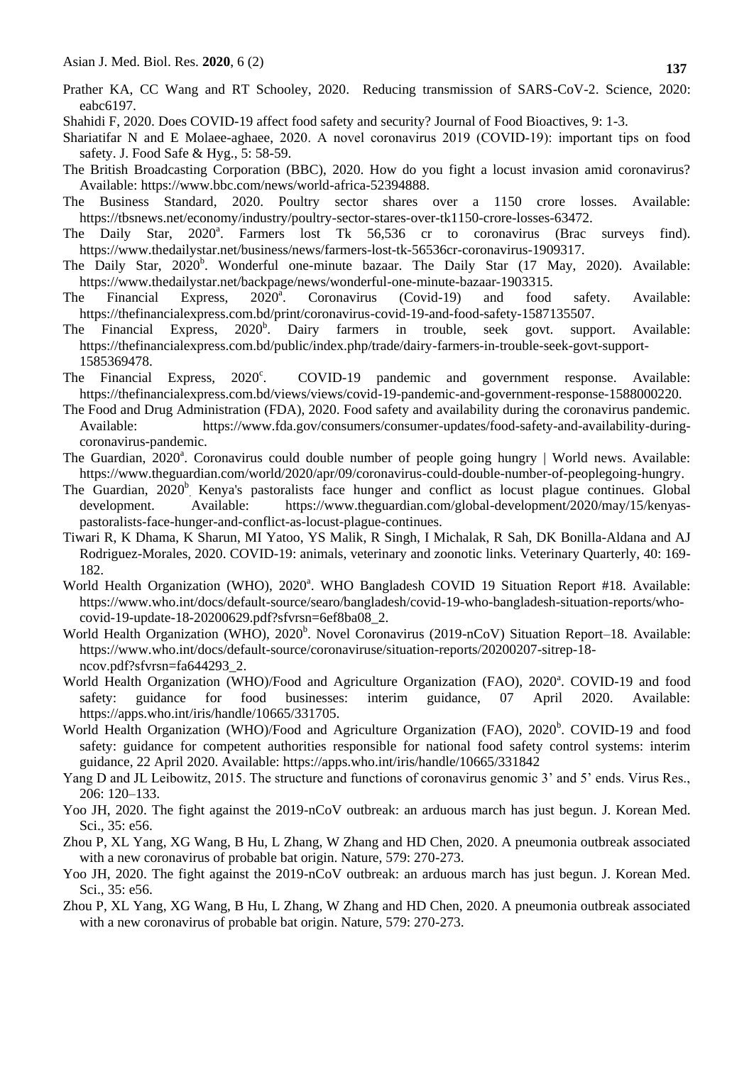Prather KA, CC Wang and RT Schooley, 2020. Reducing transmission of SARS-CoV-2. Science, 2020: eabc6197.

Shahidi F, 2020. Does COVID-19 affect food safety and security? Journal of Food Bioactives, 9: 1-3.

Shariatifar N and E Molaee-aghaee, 2020. A novel coronavirus 2019 (COVID-19): important tips on food safety. J. Food Safe & Hyg., 5: 58-59.

The British Broadcasting Corporation (BBC), 2020. How do you fight a locust invasion amid coronavirus? Available: https://www.bbc.com/news/world-africa-52394888.

The Business Standard, 2020. Poultry sector shares over a 1150 crore losses. Available: https://tbsnews.net/economy/industry/poultry-sector-stares-over-tk1150-crore-losses-63472.

The Daily Star, 2020[a]. Farmers lost Tk 56,536 cr to coronavirus (Brac surveys find). https://www.thedailystar.net/business/news/farmers-lost-tk-56536cr-coronavirus-1909317.

The Daily Star, 2020[b]. Wonderful one-minute bazaar. The Daily Star (17 May, 2020). Available: https://www.thedailystar.net/backpage/news/wonderful-one-minute-bazaar-1903315.

The Financial Express, 2020[a]. Coronavirus (Covid-19) and food safety. Available: https://thefinancialexpress.com.bd/print/coronavirus-covid-19-and-food-safety-1587135507.

The Financial Express, 2020[b]. Dairy farmers in trouble, seek govt. support. Available: https://thefinancialexpress.com.bd/public/index.php/trade/dairy-farmers-in-trouble-seek-govt-support-1585369478.

The Financial Express, 2020[c]. COVID-19 pandemic and government response. Available: https://thefinancialexpress.com.bd/views/views/covid-19-pandemic-and-government-response-1588000220.

The Food and Drug Administration (FDA), 2020. Food safety and availability during the coronavirus pandemic. Available: https://www.fda.gov/consumers/consumer-updates/food-safety-and-availability-during-coronavirus-pandemic.

The Guardian, 2020[a]. Coronavirus could double number of people going hungry | World news. Available: https://www.theguardian.com/world/2020/apr/09/coronavirus-could-double-number-of-peoplegoing-hungry.

The Guardian, 2020[b]. Kenya's pastoralists face hunger and conflict as locust plague continues. Global development. Available: https://www.theguardian.com/global-development/2020/may/15/kenyas-pastoralists-face-hunger-and-conflict-as-locust-plague-continues.

Tiwari R, K Dhama, K Sharun, MI Yatoo, YS Malik, R Singh, I Michalak, R Sah, DK Bonilla-Aldana and AJ Rodriguez-Morales, 2020. COVID-19: animals, veterinary and zoonotic links. Veterinary Quarterly, 40: 169-182.

World Health Organization (WHO), 2020[a]. WHO Bangladesh COVID 19 Situation Report #18. Available: https://www.who.int/docs/default-source/searo/bangladesh/covid-19-who-bangladesh-situation-reports/who-covid-19-update-18-20200629.pdf?sfvrsn=6ef8ba08_2.

World Health Organization (WHO), 2020[b]. Novel Coronavirus (2019-nCoV) Situation Report–18. Available: https://www.who.int/docs/default-source/coronaviruse/situation-reports/20200207-sitrep-18-ncov.pdf?sfvrsn=fa644293_2.

World Health Organization (WHO)/Food and Agriculture Organization (FAO), 2020[a]. COVID-19 and food safety: guidance for food businesses: interim guidance, 07 April 2020. Available: https://apps.who.int/iris/handle/10665/331705.

World Health Organization (WHO)/Food and Agriculture Organization (FAO), 2020[b]. COVID-19 and food safety: guidance for competent authorities responsible for national food safety control systems: interim guidance, 22 April 2020. Available: https://apps.who.int/iris/handle/10665/331842

Yang D and JL Leibowitz, 2015. The structure and functions of coronavirus genomic 3' and 5' ends. Virus Res., 206: 120–133.

Yoo JH, 2020. The fight against the 2019-nCoV outbreak: an arduous march has just begun. J. Korean Med. Sci., 35: e56.

Zhou P, XL Yang, XG Wang, B Hu, L Zhang, W Zhang and HD Chen, 2020. A pneumonia outbreak associated with a new coronavirus of probable bat origin. Nature, 579: 270-273.

Yoo JH, 2020. The fight against the 2019-nCoV outbreak: an arduous march has just begun. J. Korean Med. Sci., 35: e56.

Zhou P, XL Yang, XG Wang, B Hu, L Zhang, W Zhang and HD Chen, 2020. A pneumonia outbreak associated with a new coronavirus of probable bat origin. Nature, 579: 270-273.